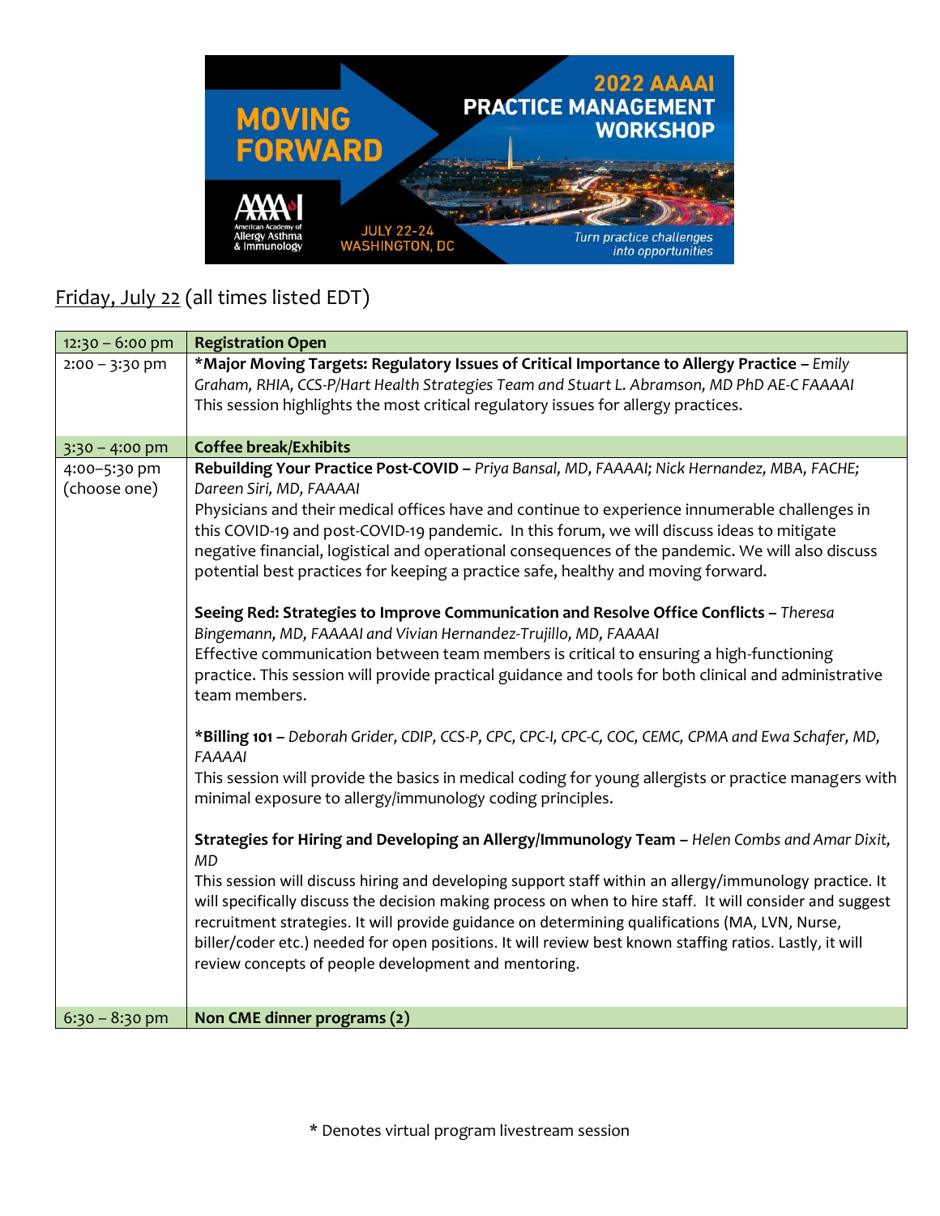# 2022 AAAAI PRACTICE MANAGEMENT WORKSHOP

**MOVING FORWARD**

American Academy of Allergy Asthma & Immunology

JULY 22-24 WASHINGTON, DC

*Turn practice challenges into opportunities*

## Friday, July 22 (all times listed EDT)

| | |
|---|---|
| 12:30 – 6:00 pm | **Registration Open** |
| 2:00 – 3:30 pm | ***Major Moving Targets: Regulatory Issues of Critical Importance to Allergy Practice** – *Emily Graham, RHIA, CCS-P/Hart Health Strategies Team and Stuart L. Abramson, MD PhD AE-C FAAAAI*<br>This session highlights the most critical regulatory issues for allergy practices. |
| 3:30 – 4:00 pm | **Coffee break/Exhibits** |
| 4:00–5:30 pm (choose one) | **Rebuilding Your Practice Post-COVID** – *Priya Bansal, MD, FAAAAI; Nick Hernandez, MBA, FACHE; Dareen Siri, MD, FAAAAI*<br>Physicians and their medical offices have and continue to experience innumerable challenges in this COVID-19 and post-COVID-19 pandemic. In this forum, we will discuss ideas to mitigate negative financial, logistical and operational consequences of the pandemic. We will also discuss potential best practices for keeping a practice safe, healthy and moving forward.<br><br>**Seeing Red: Strategies to Improve Communication and Resolve Office Conflicts** – *Theresa Bingemann, MD, FAAAAI and Vivian Hernandez-Trujillo, MD, FAAAAI*<br>Effective communication between team members is critical to ensuring a high-functioning practice. This session will provide practical guidance and tools for both clinical and administrative team members.<br><br>***Billing 101** – *Deborah Grider, CDIP, CCS-P, CPC, CPC-I, CPC-C, COC, CEMC, CPMA and Ewa Schafer, MD, FAAAAI*<br>This session will provide the basics in medical coding for young allergists or practice managers with minimal exposure to allergy/immunology coding principles.<br><br>**Strategies for Hiring and Developing an Allergy/Immunology Team** – *Helen Combs and Amar Dixit, MD*<br>This session will discuss hiring and developing support staff within an allergy/immunology practice. It will specifically discuss the decision making process on when to hire staff. It will consider and suggest recruitment strategies. It will provide guidance on determining qualifications (MA, LVN, Nurse, biller/coder etc.) needed for open positions. It will review best known staffing ratios. Lastly, it will review concepts of people development and mentoring. |
| 6:30 – 8:30 pm | **Non CME dinner programs (2)** |

* Denotes virtual program livestream session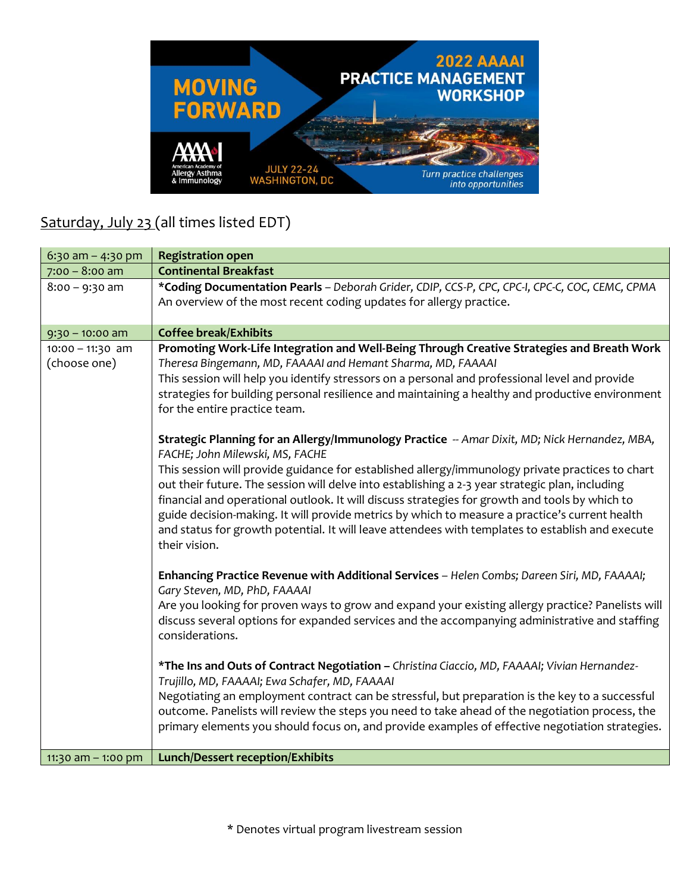## Saturday, July 23 (all times listed EDT)

| Time | Session |
|---|---|
| 6:30 am – 4:30 pm | **Registration open** |
| 7:00 – 8:00 am | **Continental Breakfast** |
| 8:00 – 9:30 am | ***Coding Documentation Pearls** – *Deborah Grider, CDIP, CCS-P, CPC, CPC-I, CPC-C, COC, CEMC, CPMA*<br>An overview of the most recent coding updates for allergy practice. |
| 9:30 – 10:00 am | **Coffee break/Exhibits** |
| 10:00 – 11:30 am (choose one) | **Promoting Work-Life Integration and Well-Being Through Creative Strategies and Breath Work**<br>*Theresa Bingemann, MD, FAAAAI and Hemant Sharma, MD, FAAAAI*<br>This session will help you identify stressors on a personal and professional level and provide strategies for building personal resilience and maintaining a healthy and productive environment for the entire practice team.<br><br>**Strategic Planning for an Allergy/Immunology Practice** -- *Amar Dixit, MD; Nick Hernandez, MBA, FACHE; John Milewski, MS, FACHE*<br>This session will provide guidance for established allergy/immunology private practices to chart out their future. The session will delve into establishing a 2-3 year strategic plan, including financial and operational outlook. It will discuss strategies for growth and tools by which to guide decision-making. It will provide metrics by which to measure a practice's current health and status for growth potential. It will leave attendees with templates to establish and execute their vision.<br><br>**Enhancing Practice Revenue with Additional Services** – *Helen Combs; Dareen Siri, MD, FAAAAI; Gary Steven, MD, PhD, FAAAAI*<br>Are you looking for proven ways to grow and expand your existing allergy practice? Panelists will discuss several options for expanded services and the accompanying administrative and staffing considerations.<br><br>***The Ins and Outs of Contract Negotiation** – *Christina Ciaccio, MD, FAAAAI; Vivian Hernandez-Trujillo, MD, FAAAAI; Ewa Schafer, MD, FAAAAI*<br>Negotiating an employment contract can be stressful, but preparation is the key to a successful outcome. Panelists will review the steps you need to take ahead of the negotiation process, the primary elements you should focus on, and provide examples of effective negotiation strategies. |
| 11:30 am – 1:00 pm | **Lunch/Dessert reception/Exhibits** |

* Denotes virtual program livestream session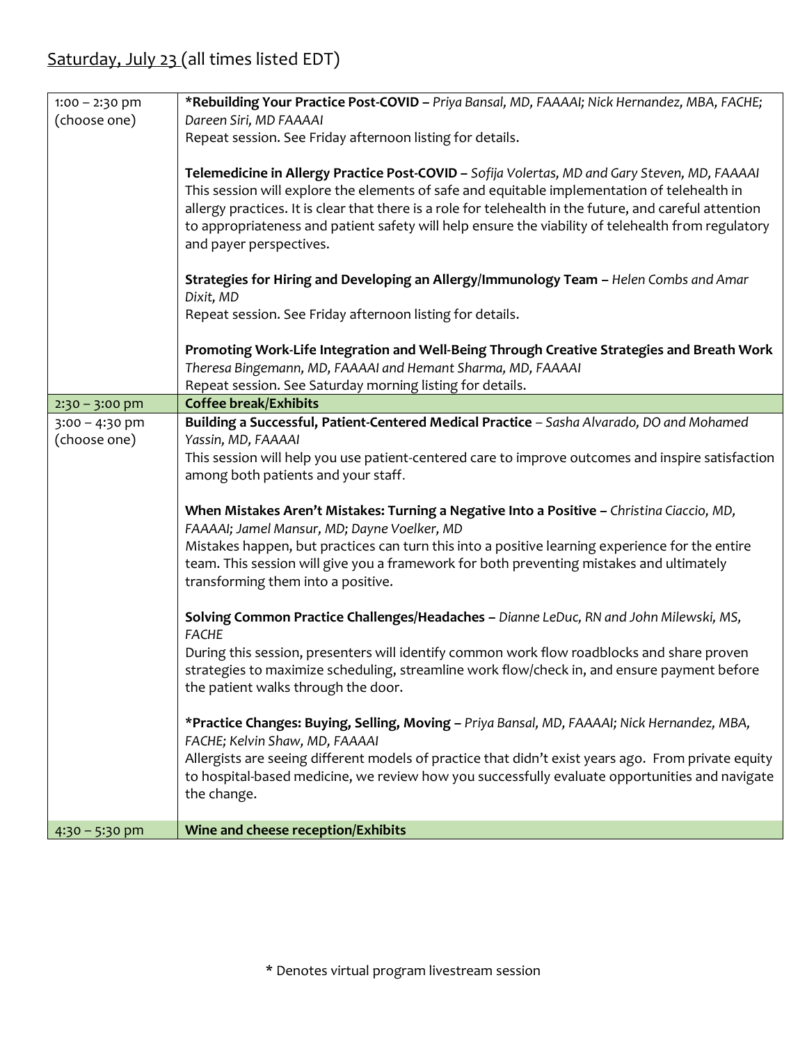Saturday, July 23 (all times listed EDT)

| Time | Session |
|---|---|
| 1:00 – 2:30 pm (choose one) | ***Rebuilding Your Practice Post-COVID –** *Priya Bansal, MD, FAAAAI; Nick Hernandez, MBA, FACHE; Dareen Siri, MD FAAAAI*<br>Repeat session. See Friday afternoon listing for details.<br><br>**Telemedicine in Allergy Practice Post-COVID –** *Sofija Volertas, MD and Gary Steven, MD, FAAAAI*<br>This session will explore the elements of safe and equitable implementation of telehealth in allergy practices. It is clear that there is a role for telehealth in the future, and careful attention to appropriateness and patient safety will help ensure the viability of telehealth from regulatory and payer perspectives.<br><br>**Strategies for Hiring and Developing an Allergy/Immunology Team –** *Helen Combs and Amar Dixit, MD*<br>Repeat session. See Friday afternoon listing for details.<br><br>**Promoting Work-Life Integration and Well-Being Through Creative Strategies and Breath Work**<br>*Theresa Bingemann, MD, FAAAAI and Hemant Sharma, MD, FAAAAI*<br>Repeat session. See Saturday morning listing for details. |
| 2:30 – 3:00 pm | **Coffee break/Exhibits** |
| 3:00 – 4:30 pm (choose one) | **Building a Successful, Patient-Centered Medical Practice** – *Sasha Alvarado, DO and Mohamed Yassin, MD, FAAAAI*<br>This session will help you use patient-centered care to improve outcomes and inspire satisfaction among both patients and your staff.<br><br>**When Mistakes Aren't Mistakes: Turning a Negative Into a Positive –** *Christina Ciaccio, MD, FAAAAI; Jamel Mansur, MD; Dayne Voelker, MD*<br>Mistakes happen, but practices can turn this into a positive learning experience for the entire team. This session will give you a framework for both preventing mistakes and ultimately transforming them into a positive.<br><br>**Solving Common Practice Challenges/Headaches –** *Dianne LeDuc, RN and John Milewski, MS, FACHE*<br>During this session, presenters will identify common work flow roadblocks and share proven strategies to maximize scheduling, streamline work flow/check in, and ensure payment before the patient walks through the door.<br><br>***Practice Changes: Buying, Selling, Moving –** *Priya Bansal, MD, FAAAAI; Nick Hernandez, MBA, FACHE; Kelvin Shaw, MD, FAAAAI*<br>Allergists are seeing different models of practice that didn't exist years ago. From private equity to hospital-based medicine, we review how you successfully evaluate opportunities and navigate the change. |
| 4:30 – 5:30 pm | **Wine and cheese reception/Exhibits** |

\* Denotes virtual program livestream session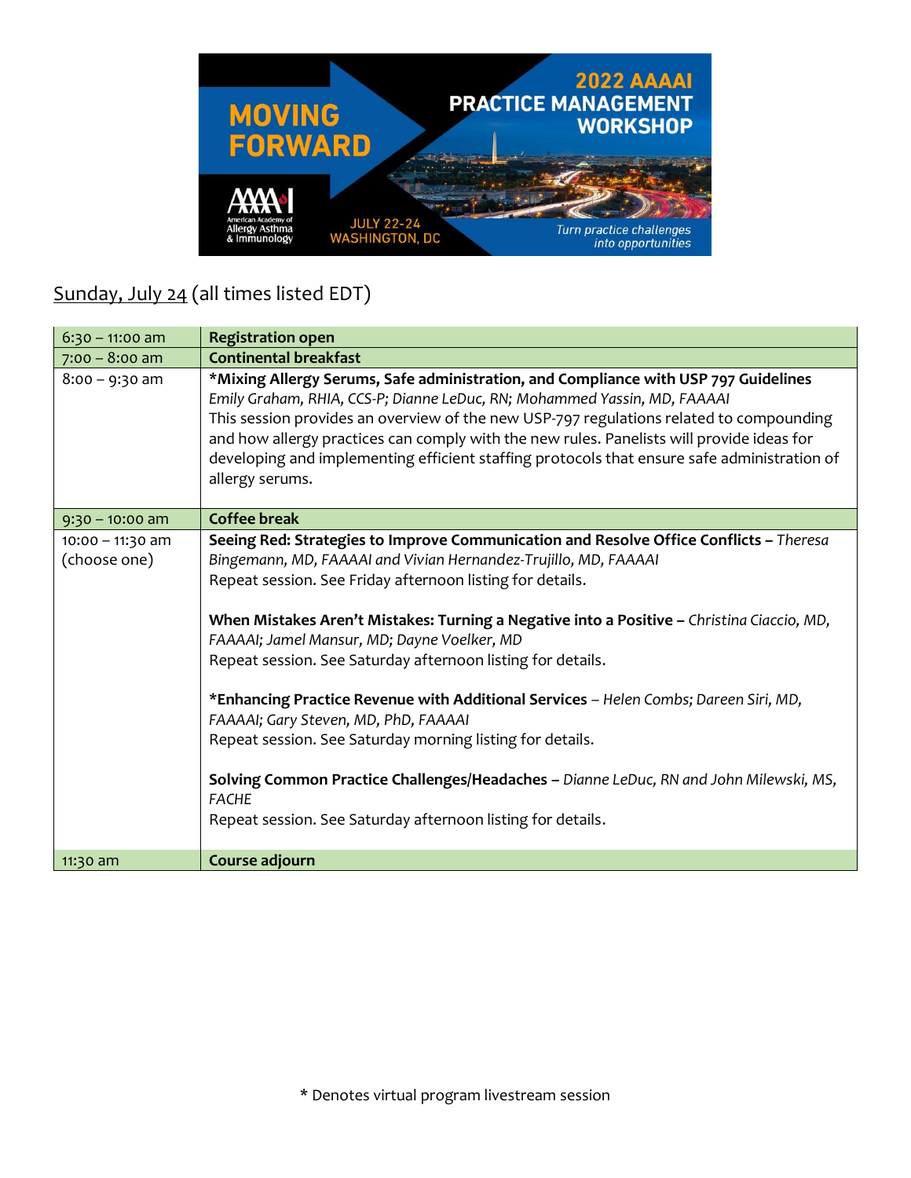2022 AAAAI PRACTICE MANAGEMENT WORKSHOP

MOVING FORWARD

JULY 22-24 WASHINGTON, DC

Turn practice challenges into opportunities

Sunday, July 24 (all times listed EDT)

| | |
|---|---|
| 6:30 – 11:00 am | **Registration open** |
| 7:00 – 8:00 am | **Continental breakfast** |
| 8:00 – 9:30 am | ***Mixing Allergy Serums, Safe administration, and Compliance with USP 797 Guidelines** *Emily Graham, RHIA, CCS-P; Dianne LeDuc, RN; Mohammed Yassin, MD, FAAAAI* This session provides an overview of the new USP-797 regulations related to compounding and how allergy practices can comply with the new rules. Panelists will provide ideas for developing and implementing efficient staffing protocols that ensure safe administration of allergy serums. |
| 9:30 – 10:00 am | **Coffee break** |
| 10:00 – 11:30 am (choose one) | **Seeing Red: Strategies to Improve Communication and Resolve Office Conflicts –** *Theresa Bingemann, MD, FAAAAI and Vivian Hernandez-Trujillo, MD, FAAAAI* Repeat session. See Friday afternoon listing for details. <br><br> **When Mistakes Aren't Mistakes: Turning a Negative into a Positive –** *Christina Ciaccio, MD, FAAAAI; Jamel Mansur, MD; Dayne Voelker, MD* Repeat session. See Saturday afternoon listing for details. <br><br> ***Enhancing Practice Revenue with Additional Services** – *Helen Combs; Dareen Siri, MD, FAAAAI; Gary Steven, MD, PhD, FAAAAI* Repeat session. See Saturday morning listing for details. <br><br> **Solving Common Practice Challenges/Headaches –** *Dianne LeDuc, RN and John Milewski, MS, FACHE* Repeat session. See Saturday afternoon listing for details. |
| 11:30 am | **Course adjourn** |

\* Denotes virtual program livestream session